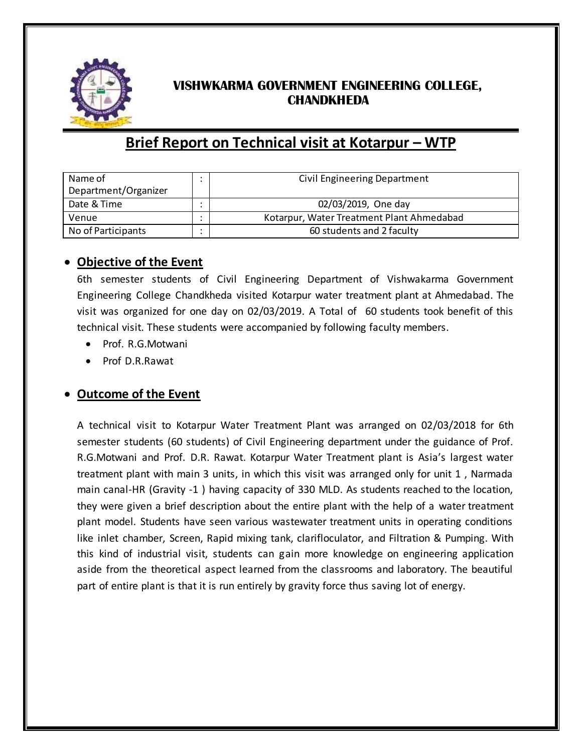## VISHWKARMA GOVERNMENT ENGINEERING COLLEGE, CHANDKHEDA

# Brief Report on Technical visit at Kotarpur – WTP

| | | |
|---|---|---|
| Name of Department/Organizer | : | Civil Engineering Department |
| Date & Time | : | 02/03/2019, One day |
| Venue | : | Kotarpur, Water Treatment Plant Ahmedabad |
| No of Participants | : | 60 students and 2 faculty |

- **Objective of the Event**

6th semester students of Civil Engineering Department of Vishwakarma Government Engineering College Chandkheda visited Kotarpur water treatment plant at Ahmedabad. The visit was organized for one day on 02/03/2019. A Total of 60 students took benefit of this technical visit. These students were accompanied by following faculty members.

- Prof. R.G.Motwani
- Prof D.R.Rawat

- **Outcome of the Event**

A technical visit to Kotarpur Water Treatment Plant was arranged on 02/03/2018 for 6th semester students (60 students) of Civil Engineering department under the guidance of Prof. R.G.Motwani and Prof. D.R. Rawat. Kotarpur Water Treatment plant is Asia's largest water treatment plant with main 3 units, in which this visit was arranged only for unit 1 , Narmada main canal-HR (Gravity -1 ) having capacity of 330 MLD. As students reached to the location, they were given a brief description about the entire plant with the help of a water treatment plant model. Students have seen various wastewater treatment units in operating conditions like inlet chamber, Screen, Rapid mixing tank, clarifloculator, and Filtration & Pumping. With this kind of industrial visit, students can gain more knowledge on engineering application aside from the theoretical aspect learned from the classrooms and laboratory. The beautiful part of entire plant is that it is run entirely by gravity force thus saving lot of energy.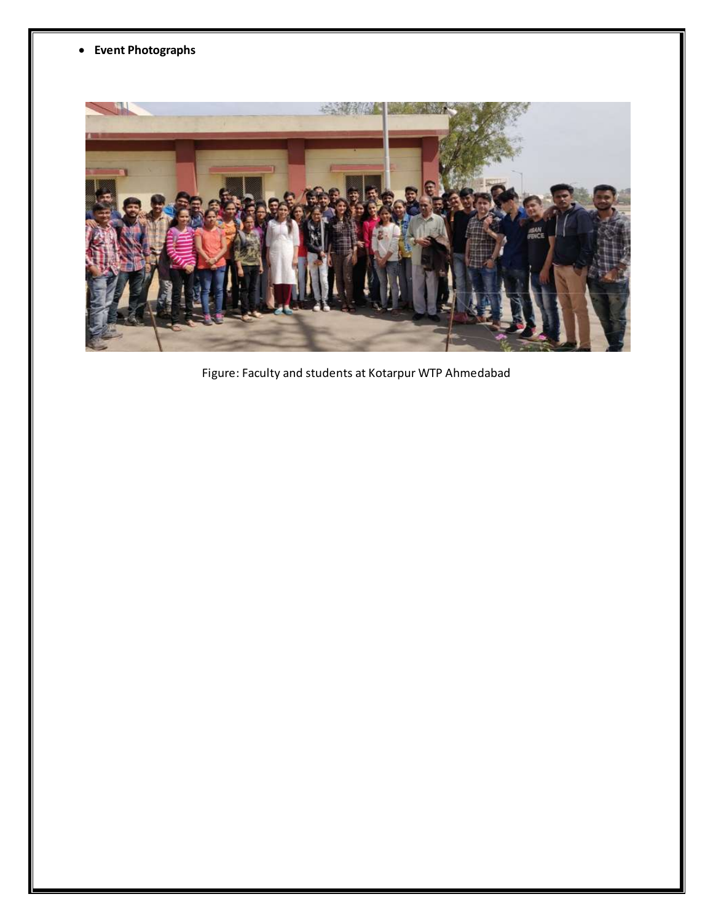- **Event Photographs**

Figure: Faculty and students at Kotarpur WTP Ahmedabad